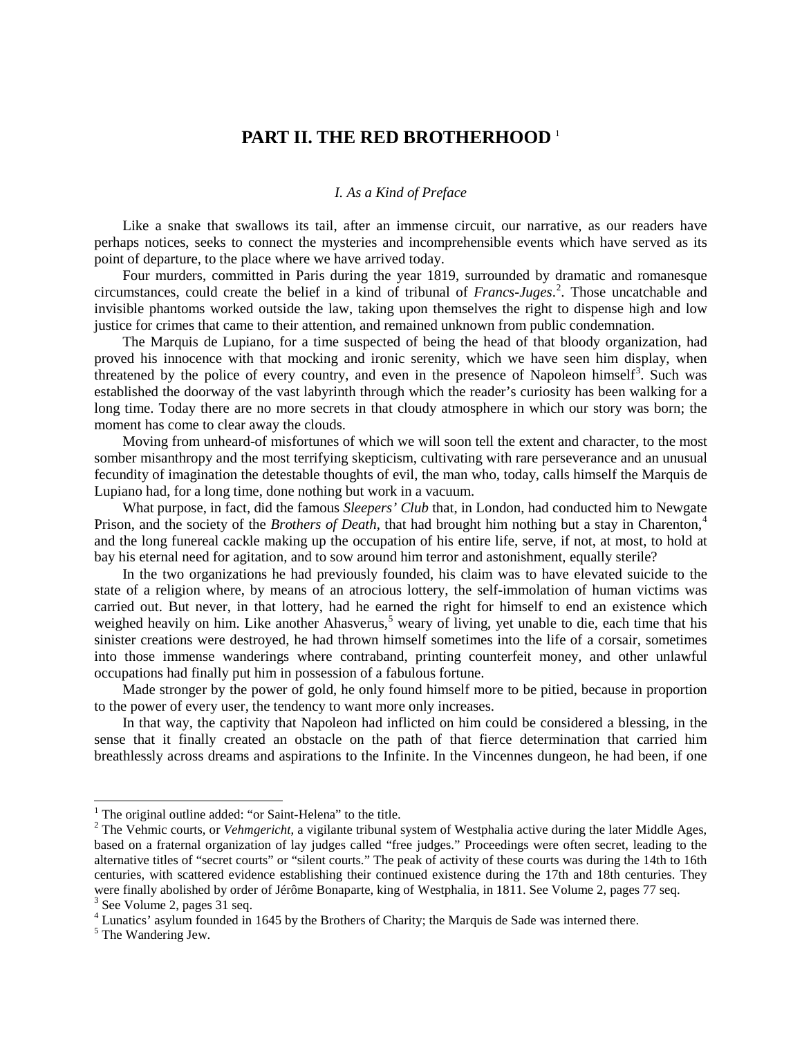# PART II. THE RED BROTHERHOOD [1]

### *I. As a Kind of Preface*

Like a snake that swallows its tail, after an immense circuit, our narrative, as our readers have perhaps notices, seeks to connect the mysteries and incomprehensible events which have served as its point of departure, to the place where we have arrived today.

Four murders, committed in Paris during the year 1819, surrounded by dramatic and romanesque circumstances, could create the belief in a kind of tribunal of *Francs-Juges*.[2]. Those uncatchable and invisible phantoms worked outside the law, taking upon themselves the right to dispense high and low justice for crimes that came to their attention, and remained unknown from public condemnation.

The Marquis de Lupiano, for a time suspected of being the head of that bloody organization, had proved his innocence with that mocking and ironic serenity, which we have seen him display, when threatened by the police of every country, and even in the presence of Napoleon himself[3]. Such was established the doorway of the vast labyrinth through which the reader's curiosity has been walking for a long time. Today there are no more secrets in that cloudy atmosphere in which our story was born; the moment has come to clear away the clouds.

Moving from unheard-of misfortunes of which we will soon tell the extent and character, to the most somber misanthropy and the most terrifying skepticism, cultivating with rare perseverance and an unusual fecundity of imagination the detestable thoughts of evil, the man who, today, calls himself the Marquis de Lupiano had, for a long time, done nothing but work in a vacuum.

What purpose, in fact, did the famous *Sleepers' Club* that, in London, had conducted him to Newgate Prison, and the society of the *Brothers of Death*, that had brought him nothing but a stay in Charenton,[4] and the long funereal cackle making up the occupation of his entire life, serve, if not, at most, to hold at bay his eternal need for agitation, and to sow around him terror and astonishment, equally sterile?

In the two organizations he had previously founded, his claim was to have elevated suicide to the state of a religion where, by means of an atrocious lottery, the self-immolation of human victims was carried out. But never, in that lottery, had he earned the right for himself to end an existence which weighed heavily on him. Like another Ahasverus,[5] weary of living, yet unable to die, each time that his sinister creations were destroyed, he had thrown himself sometimes into the life of a corsair, sometimes into those immense wanderings where contraband, printing counterfeit money, and other unlawful occupations had finally put him in possession of a fabulous fortune.

Made stronger by the power of gold, he only found himself more to be pitied, because in proportion to the power of every user, the tendency to want more only increases.

In that way, the captivity that Napoleon had inflicted on him could be considered a blessing, in the sense that it finally created an obstacle on the path of that fierce determination that carried him breathlessly across dreams and aspirations to the Infinite. In the Vincennes dungeon, he had been, if one

---

[1] The original outline added: "or Saint-Helena" to the title.

[2] The Vehmic courts, or *Vehmgericht*, a vigilante tribunal system of Westphalia active during the later Middle Ages, based on a fraternal organization of lay judges called "free judges." Proceedings were often secret, leading to the alternative titles of "secret courts" or "silent courts." The peak of activity of these courts was during the 14th to 16th centuries, with scattered evidence establishing their continued existence during the 17th and 18th centuries. They were finally abolished by order of Jérôme Bonaparte, king of Westphalia, in 1811. See Volume 2, pages 77 seq.

[3] See Volume 2, pages 31 seq.

[4] Lunatics' asylum founded in 1645 by the Brothers of Charity; the Marquis de Sade was interned there.

[5] The Wandering Jew.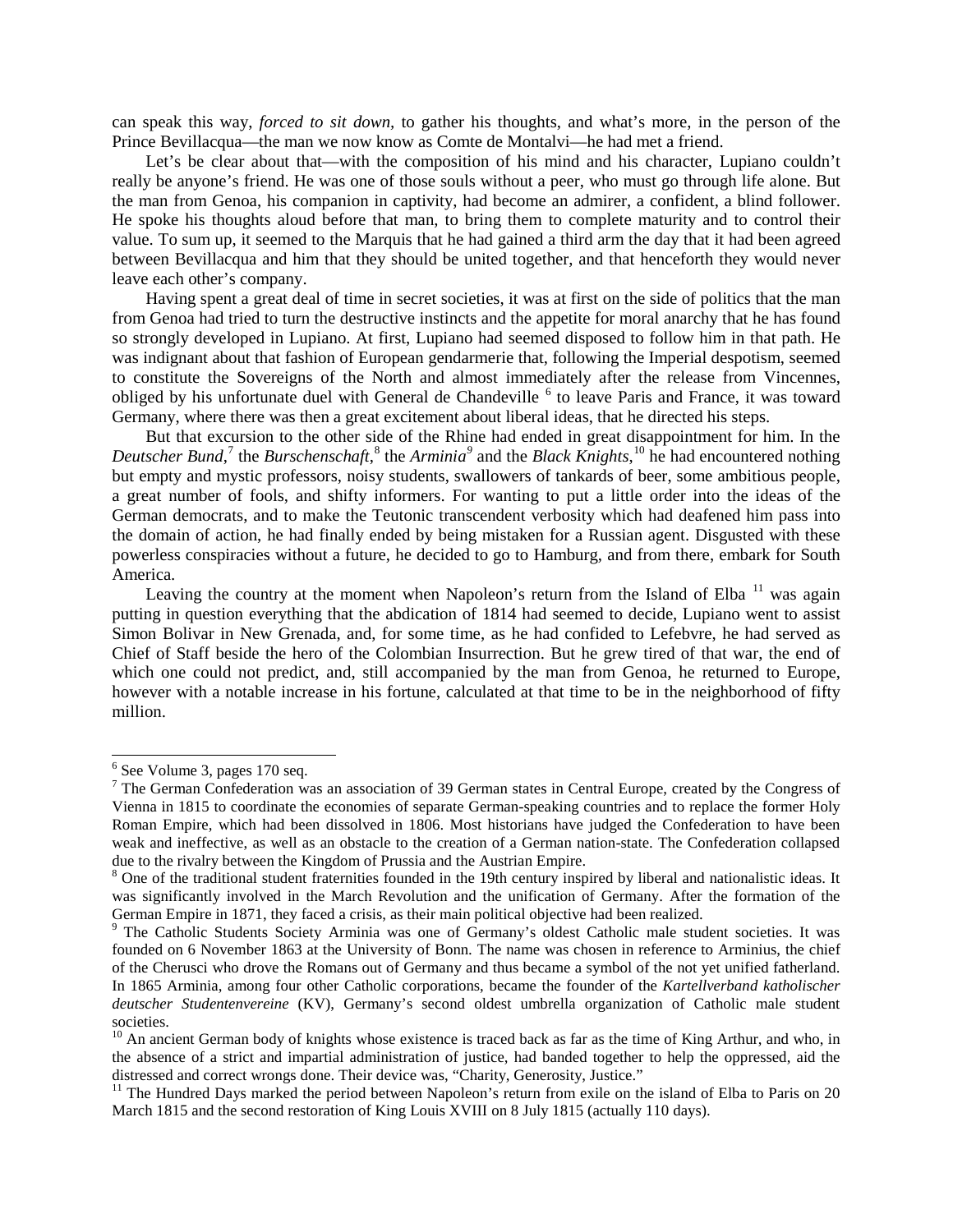can speak this way, *forced to sit down*, to gather his thoughts, and what's more, in the person of the Prince Bevillacqua—the man we now know as Comte de Montalvi—he had met a friend.

Let's be clear about that—with the composition of his mind and his character, Lupiano couldn't really be anyone's friend. He was one of those souls without a peer, who must go through life alone. But the man from Genoa, his companion in captivity, had become an admirer, a confident, a blind follower. He spoke his thoughts aloud before that man, to bring them to complete maturity and to control their value. To sum up, it seemed to the Marquis that he had gained a third arm the day that it had been agreed between Bevillacqua and him that they should be united together, and that henceforth they would never leave each other's company.

Having spent a great deal of time in secret societies, it was at first on the side of politics that the man from Genoa had tried to turn the destructive instincts and the appetite for moral anarchy that he has found so strongly developed in Lupiano. At first, Lupiano had seemed disposed to follow him in that path. He was indignant about that fashion of European gendarmerie that, following the Imperial despotism, seemed to constitute the Sovereigns of the North and almost immediately after the release from Vincennes, obliged by his unfortunate duel with General de Chandeville [6] to leave Paris and France, it was toward Germany, where there was then a great excitement about liberal ideas, that he directed his steps.

But that excursion to the other side of the Rhine had ended in great disappointment for him. In the *Deutscher Bund*,[7] the *Burschenschaft*,[8] the *Arminia*[9] and the *Black Knights*,[10] he had encountered nothing but empty and mystic professors, noisy students, swallowers of tankards of beer, some ambitious people, a great number of fools, and shifty informers. For wanting to put a little order into the ideas of the German democrats, and to make the Teutonic transcendent verbosity which had deafened him pass into the domain of action, he had finally ended by being mistaken for a Russian agent. Disgusted with these powerless conspiracies without a future, he decided to go to Hamburg, and from there, embark for South America.

Leaving the country at the moment when Napoleon's return from the Island of Elba [11] was again putting in question everything that the abdication of 1814 had seemed to decide, Lupiano went to assist Simon Bolivar in New Grenada, and, for some time, as he had confided to Lefebvre, he had served as Chief of Staff beside the hero of the Colombian Insurrection. But he grew tired of that war, the end of which one could not predict, and, still accompanied by the man from Genoa, he returned to Europe, however with a notable increase in his fortune, calculated at that time to be in the neighborhood of fifty million.

---

[6] See Volume 3, pages 170 seq.

[7] The German Confederation was an association of 39 German states in Central Europe, created by the Congress of Vienna in 1815 to coordinate the economies of separate German-speaking countries and to replace the former Holy Roman Empire, which had been dissolved in 1806. Most historians have judged the Confederation to have been weak and ineffective, as well as an obstacle to the creation of a German nation-state. The Confederation collapsed due to the rivalry between the Kingdom of Prussia and the Austrian Empire.

[8] One of the traditional student fraternities founded in the 19th century inspired by liberal and nationalistic ideas. It was significantly involved in the March Revolution and the unification of Germany. After the formation of the German Empire in 1871, they faced a crisis, as their main political objective had been realized.

[9] The Catholic Students Society Arminia was one of Germany's oldest Catholic male student societies. It was founded on 6 November 1863 at the University of Bonn. The name was chosen in reference to Arminius, the chief of the Cherusci who drove the Romans out of Germany and thus became a symbol of the not yet unified fatherland. In 1865 Arminia, among four other Catholic corporations, became the founder of the *Kartellverband katholischer deutscher Studentenvereine* (KV), Germany's second oldest umbrella organization of Catholic male student societies.

[10] An ancient German body of knights whose existence is traced back as far as the time of King Arthur, and who, in the absence of a strict and impartial administration of justice, had banded together to help the oppressed, aid the distressed and correct wrongs done. Their device was, "Charity, Generosity, Justice."

[11] The Hundred Days marked the period between Napoleon's return from exile on the island of Elba to Paris on 20 March 1815 and the second restoration of King Louis XVIII on 8 July 1815 (actually 110 days).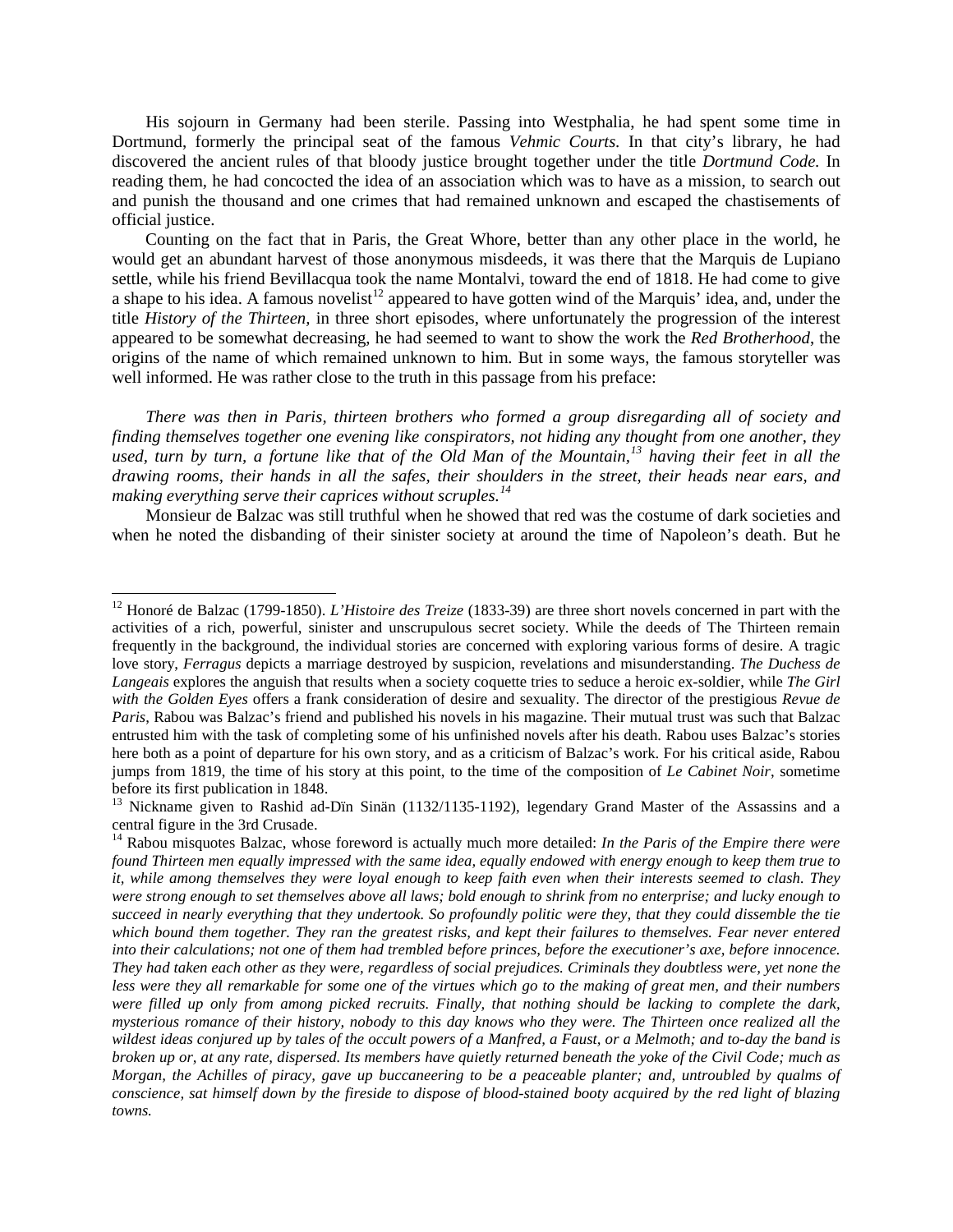His sojourn in Germany had been sterile. Passing into Westphalia, he had spent some time in Dortmund, formerly the principal seat of the famous *Vehmic Courts.* In that city's library, he had discovered the ancient rules of that bloody justice brought together under the title *Dortmund Code.* In reading them, he had concocted the idea of an association which was to have as a mission, to search out and punish the thousand and one crimes that had remained unknown and escaped the chastisements of official justice.

Counting on the fact that in Paris, the Great Whore, better than any other place in the world, he would get an abundant harvest of those anonymous misdeeds, it was there that the Marquis de Lupiano settle, while his friend Bevillacqua took the name Montalvi, toward the end of 1818. He had come to give a shape to his idea. A famous novelist[12] appeared to have gotten wind of the Marquis' idea, and, under the title *History of the Thirteen,* in three short episodes, where unfortunately the progression of the interest appeared to be somewhat decreasing, he had seemed to want to show the work the *Red Brotherhood*, the origins of the name of which remained unknown to him. But in some ways, the famous storyteller was well informed. He was rather close to the truth in this passage from his preface:

*There was then in Paris, thirteen brothers who formed a group disregarding all of society and finding themselves together one evening like conspirators, not hiding any thought from one another, they used, turn by turn, a fortune like that of the Old Man of the Mountain,[13] having their feet in all the drawing rooms, their hands in all the safes, their shoulders in the street, their heads near ears, and making everything serve their caprices without scruples.[14]*

Monsieur de Balzac was still truthful when he showed that red was the costume of dark societies and when he noted the disbanding of their sinister society at around the time of Napoleon's death. But he

---

[12] Honoré de Balzac (1799-1850). *L'Histoire des Treize* (1833-39) are three short novels concerned in part with the activities of a rich, powerful, sinister and unscrupulous secret society. While the deeds of The Thirteen remain frequently in the background, the individual stories are concerned with exploring various forms of desire. A tragic love story, *Ferragus* depicts a marriage destroyed by suspicion, revelations and misunderstanding. *The Duchess de Langeais* explores the anguish that results when a society coquette tries to seduce a heroic ex-soldier, while *The Girl with the Golden Eyes* offers a frank consideration of desire and sexuality. The director of the prestigious *Revue de Paris*, Rabou was Balzac's friend and published his novels in his magazine. Their mutual trust was such that Balzac entrusted him with the task of completing some of his unfinished novels after his death. Rabou uses Balzac's stories here both as a point of departure for his own story, and as a criticism of Balzac's work. For his critical aside, Rabou jumps from 1819, the time of his story at this point, to the time of the composition of *Le Cabinet Noir*, sometime before its first publication in 1848.

[13] Nickname given to Rashid ad-Dïn Sinän (1132/1135-1192), legendary Grand Master of the Assassins and a central figure in the 3rd Crusade.

[14] Rabou misquotes Balzac, whose foreword is actually much more detailed: *In the Paris of the Empire there were found Thirteen men equally impressed with the same idea, equally endowed with energy enough to keep them true to it, while among themselves they were loyal enough to keep faith even when their interests seemed to clash. They were strong enough to set themselves above all laws; bold enough to shrink from no enterprise; and lucky enough to succeed in nearly everything that they undertook. So profoundly politic were they, that they could dissemble the tie which bound them together. They ran the greatest risks, and kept their failures to themselves. Fear never entered into their calculations; not one of them had trembled before princes, before the executioner's axe, before innocence. They had taken each other as they were, regardless of social prejudices. Criminals they doubtless were, yet none the less were they all remarkable for some one of the virtues which go to the making of great men, and their numbers were filled up only from among picked recruits. Finally, that nothing should be lacking to complete the dark, mysterious romance of their history, nobody to this day knows who they were. The Thirteen once realized all the wildest ideas conjured up by tales of the occult powers of a Manfred, a Faust, or a Melmoth; and to-day the band is broken up or, at any rate, dispersed. Its members have quietly returned beneath the yoke of the Civil Code; much as Morgan, the Achilles of piracy, gave up buccaneering to be a peaceable planter; and, untroubled by qualms of conscience, sat himself down by the fireside to dispose of blood-stained booty acquired by the red light of blazing towns.*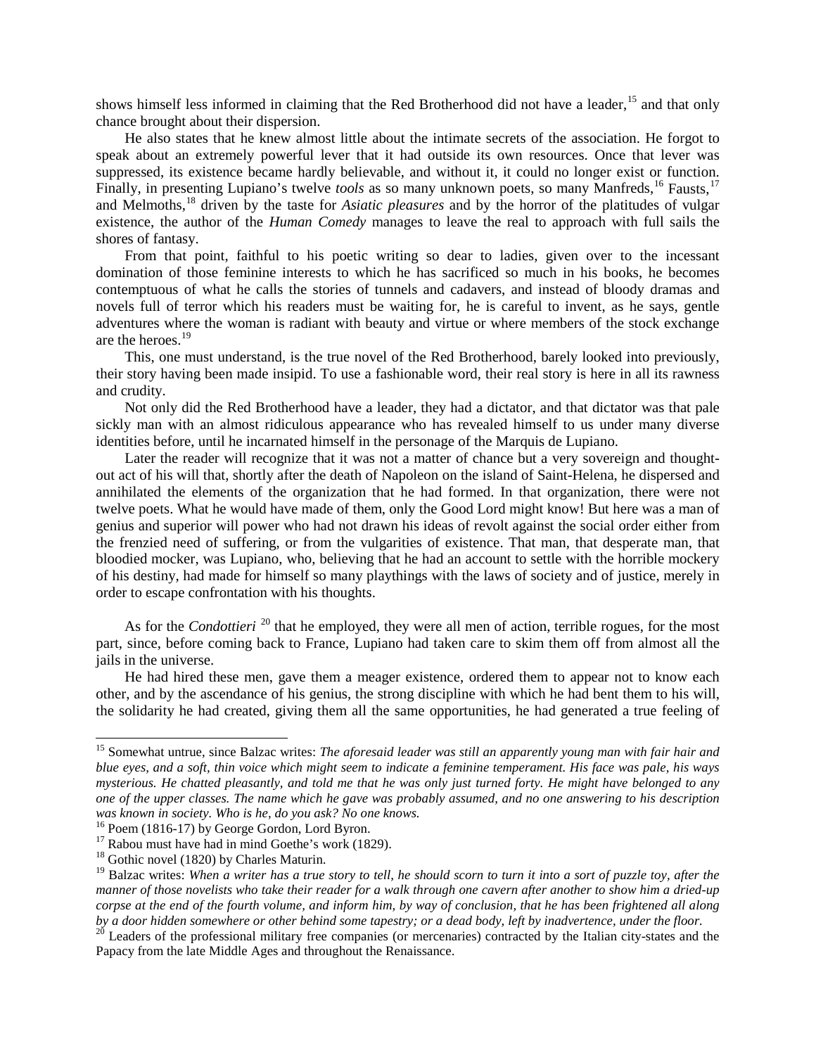shows himself less informed in claiming that the Red Brotherhood did not have a leader,[15] and that only chance brought about their dispersion.

He also states that he knew almost little about the intimate secrets of the association. He forgot to speak about an extremely powerful lever that it had outside its own resources. Once that lever was suppressed, its existence became hardly believable, and without it, it could no longer exist or function. Finally, in presenting Lupiano's twelve *tools* as so many unknown poets, so many Manfreds,[16] Fausts,[17] and Melmoths,[18] driven by the taste for *Asiatic pleasures* and by the horror of the platitudes of vulgar existence, the author of the *Human Comedy* manages to leave the real to approach with full sails the shores of fantasy.

From that point, faithful to his poetic writing so dear to ladies, given over to the incessant domination of those feminine interests to which he has sacrificed so much in his books, he becomes contemptuous of what he calls the stories of tunnels and cadavers, and instead of bloody dramas and novels full of terror which his readers must be waiting for, he is careful to invent, as he says, gentle adventures where the woman is radiant with beauty and virtue or where members of the stock exchange are the heroes.[19]

This, one must understand, is the true novel of the Red Brotherhood, barely looked into previously, their story having been made insipid. To use a fashionable word, their real story is here in all its rawness and crudity.

Not only did the Red Brotherhood have a leader, they had a dictator, and that dictator was that pale sickly man with an almost ridiculous appearance who has revealed himself to us under many diverse identities before, until he incarnated himself in the personage of the Marquis de Lupiano.

Later the reader will recognize that it was not a matter of chance but a very sovereign and thought-out act of his will that, shortly after the death of Napoleon on the island of Saint-Helena, he dispersed and annihilated the elements of the organization that he had formed. In that organization, there were not twelve poets. What he would have made of them, only the Good Lord might know! But here was a man of genius and superior will power who had not drawn his ideas of revolt against the social order either from the frenzied need of suffering, or from the vulgarities of existence. That man, that desperate man, that bloodied mocker, was Lupiano, who, believing that he had an account to settle with the horrible mockery of his destiny, had made for himself so many playthings with the laws of society and of justice, merely in order to escape confrontation with his thoughts.

As for the *Condottieri* [20] that he employed, they were all men of action, terrible rogues, for the most part, since, before coming back to France, Lupiano had taken care to skim them off from almost all the jails in the universe.

He had hired these men, gave them a meager existence, ordered them to appear not to know each other, and by the ascendance of his genius, the strong discipline with which he had bent them to his will, the solidarity he had created, giving them all the same opportunities, he had generated a true feeling of

---

[15] Somewhat untrue, since Balzac writes: *The aforesaid leader was still an apparently young man with fair hair and blue eyes, and a soft, thin voice which might seem to indicate a feminine temperament. His face was pale, his ways mysterious. He chatted pleasantly, and told me that he was only just turned forty. He might have belonged to any one of the upper classes. The name which he gave was probably assumed, and no one answering to his description was known in society. Who is he, do you ask? No one knows.*

[16] Poem (1816-17) by George Gordon, Lord Byron.

[17] Rabou must have had in mind Goethe's work (1829).

[18] Gothic novel (1820) by Charles Maturin.

[19] Balzac writes: *When a writer has a true story to tell, he should scorn to turn it into a sort of puzzle toy, after the manner of those novelists who take their reader for a walk through one cavern after another to show him a dried-up corpse at the end of the fourth volume, and inform him, by way of conclusion, that he has been frightened all along by a door hidden somewhere or other behind some tapestry; or a dead body, left by inadvertence, under the floor.*

[20] Leaders of the professional military free companies (or mercenaries) contracted by the Italian city-states and the Papacy from the late Middle Ages and throughout the Renaissance.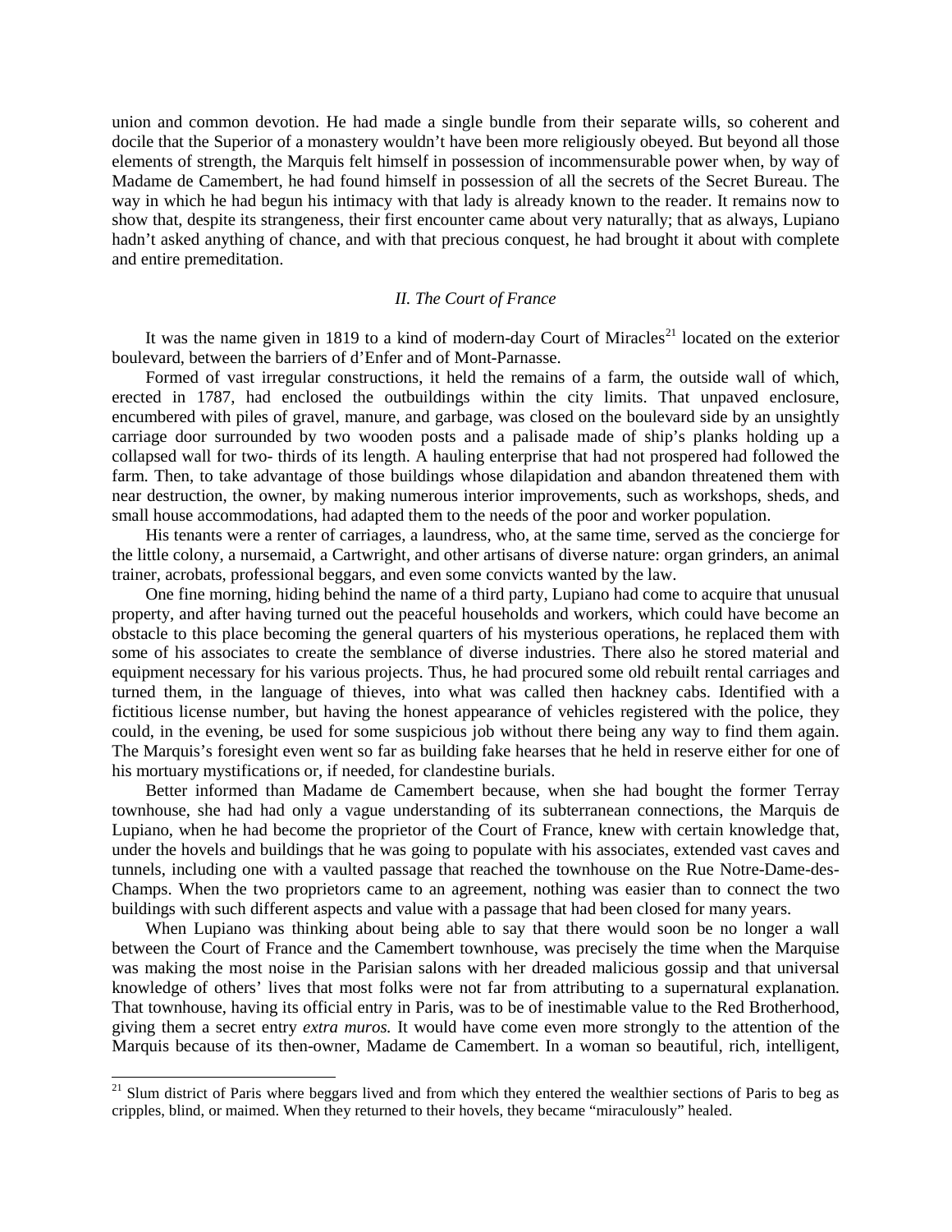union and common devotion. He had made a single bundle from their separate wills, so coherent and docile that the Superior of a monastery wouldn't have been more religiously obeyed. But beyond all those elements of strength, the Marquis felt himself in possession of incommensurable power when, by way of Madame de Camembert, he had found himself in possession of all the secrets of the Secret Bureau. The way in which he had begun his intimacy with that lady is already known to the reader. It remains now to show that, despite its strangeness, their first encounter came about very naturally; that as always, Lupiano hadn't asked anything of chance, and with that precious conquest, he had brought it about with complete and entire premeditation.

### *II. The Court of France*

It was the name given in 1819 to a kind of modern-day Court of Miracles[21] located on the exterior boulevard, between the barriers of d'Enfer and of Mont-Parnasse.

Formed of vast irregular constructions, it held the remains of a farm, the outside wall of which, erected in 1787, had enclosed the outbuildings within the city limits. That unpaved enclosure, encumbered with piles of gravel, manure, and garbage, was closed on the boulevard side by an unsightly carriage door surrounded by two wooden posts and a palisade made of ship's planks holding up a collapsed wall for two- thirds of its length. A hauling enterprise that had not prospered had followed the farm. Then, to take advantage of those buildings whose dilapidation and abandon threatened them with near destruction, the owner, by making numerous interior improvements, such as workshops, sheds, and small house accommodations, had adapted them to the needs of the poor and worker population.

His tenants were a renter of carriages, a laundress, who, at the same time, served as the concierge for the little colony, a nursemaid, a Cartwright, and other artisans of diverse nature: organ grinders, an animal trainer, acrobats, professional beggars, and even some convicts wanted by the law.

One fine morning, hiding behind the name of a third party, Lupiano had come to acquire that unusual property, and after having turned out the peaceful households and workers, which could have become an obstacle to this place becoming the general quarters of his mysterious operations, he replaced them with some of his associates to create the semblance of diverse industries. There also he stored material and equipment necessary for his various projects. Thus, he had procured some old rebuilt rental carriages and turned them, in the language of thieves, into what was called then hackney cabs. Identified with a fictitious license number, but having the honest appearance of vehicles registered with the police, they could, in the evening, be used for some suspicious job without there being any way to find them again. The Marquis's foresight even went so far as building fake hearses that he held in reserve either for one of his mortuary mystifications or, if needed, for clandestine burials.

Better informed than Madame de Camembert because, when she had bought the former Terray townhouse, she had had only a vague understanding of its subterranean connections, the Marquis de Lupiano, when he had become the proprietor of the Court of France, knew with certain knowledge that, under the hovels and buildings that he was going to populate with his associates, extended vast caves and tunnels, including one with a vaulted passage that reached the townhouse on the Rue Notre-Dame-des-Champs. When the two proprietors came to an agreement, nothing was easier than to connect the two buildings with such different aspects and value with a passage that had been closed for many years.

When Lupiano was thinking about being able to say that there would soon be no longer a wall between the Court of France and the Camembert townhouse, was precisely the time when the Marquise was making the most noise in the Parisian salons with her dreaded malicious gossip and that universal knowledge of others' lives that most folks were not far from attributing to a supernatural explanation. That townhouse, having its official entry in Paris, was to be of inestimable value to the Red Brotherhood, giving them a secret entry *extra muros.* It would have come even more strongly to the attention of the Marquis because of its then-owner, Madame de Camembert. In a woman so beautiful, rich, intelligent,

---

[21] Slum district of Paris where beggars lived and from which they entered the wealthier sections of Paris to beg as cripples, blind, or maimed. When they returned to their hovels, they became "miraculously" healed.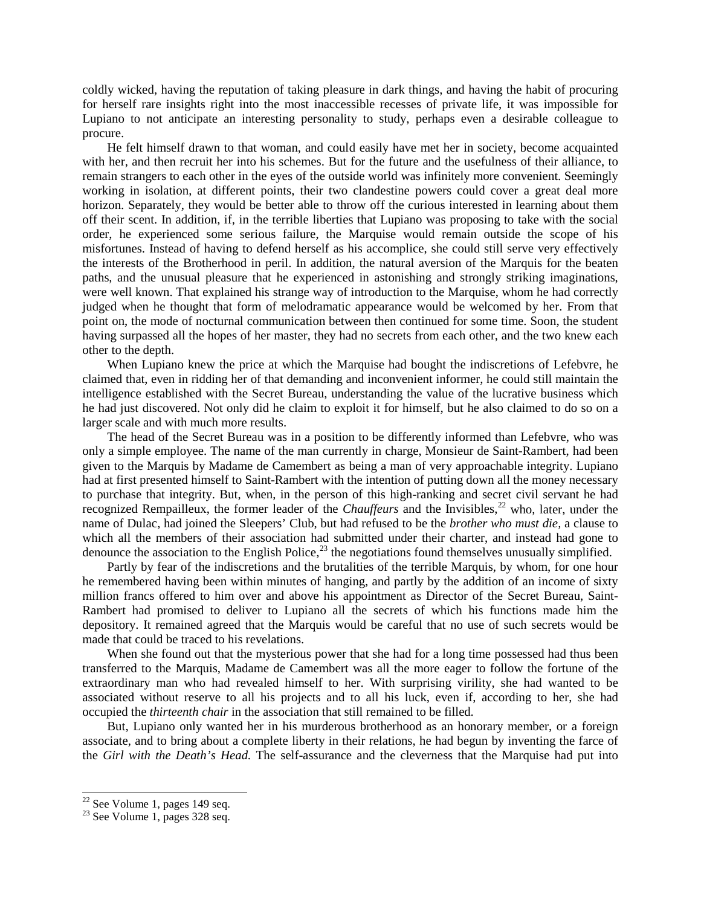coldly wicked, having the reputation of taking pleasure in dark things, and having the habit of procuring for herself rare insights right into the most inaccessible recesses of private life, it was impossible for Lupiano to not anticipate an interesting personality to study, perhaps even a desirable colleague to procure.

He felt himself drawn to that woman, and could easily have met her in society, become acquainted with her, and then recruit her into his schemes. But for the future and the usefulness of their alliance, to remain strangers to each other in the eyes of the outside world was infinitely more convenient. Seemingly working in isolation, at different points, their two clandestine powers could cover a great deal more horizon. Separately, they would be better able to throw off the curious interested in learning about them off their scent. In addition, if, in the terrible liberties that Lupiano was proposing to take with the social order, he experienced some serious failure, the Marquise would remain outside the scope of his misfortunes. Instead of having to defend herself as his accomplice, she could still serve very effectively the interests of the Brotherhood in peril. In addition, the natural aversion of the Marquis for the beaten paths, and the unusual pleasure that he experienced in astonishing and strongly striking imaginations, were well known. That explained his strange way of introduction to the Marquise, whom he had correctly judged when he thought that form of melodramatic appearance would be welcomed by her. From that point on, the mode of nocturnal communication between then continued for some time. Soon, the student having surpassed all the hopes of her master, they had no secrets from each other, and the two knew each other to the depth.

When Lupiano knew the price at which the Marquise had bought the indiscretions of Lefebvre, he claimed that, even in ridding her of that demanding and inconvenient informer, he could still maintain the intelligence established with the Secret Bureau, understanding the value of the lucrative business which he had just discovered. Not only did he claim to exploit it for himself, but he also claimed to do so on a larger scale and with much more results.

The head of the Secret Bureau was in a position to be differently informed than Lefebvre, who was only a simple employee. The name of the man currently in charge, Monsieur de Saint-Rambert, had been given to the Marquis by Madame de Camembert as being a man of very approachable integrity. Lupiano had at first presented himself to Saint-Rambert with the intention of putting down all the money necessary to purchase that integrity. But, when, in the person of this high-ranking and secret civil servant he had recognized Rempailleux, the former leader of the *Chauffeurs* and the Invisibles,[22] who, later, under the name of Dulac, had joined the Sleepers' Club, but had refused to be the *brother who must die,* a clause to which all the members of their association had submitted under their charter, and instead had gone to denounce the association to the English Police,[23] the negotiations found themselves unusually simplified.

Partly by fear of the indiscretions and the brutalities of the terrible Marquis, by whom, for one hour he remembered having been within minutes of hanging, and partly by the addition of an income of sixty million francs offered to him over and above his appointment as Director of the Secret Bureau, Saint-Rambert had promised to deliver to Lupiano all the secrets of which his functions made him the depository. It remained agreed that the Marquis would be careful that no use of such secrets would be made that could be traced to his revelations.

When she found out that the mysterious power that she had for a long time possessed had thus been transferred to the Marquis, Madame de Camembert was all the more eager to follow the fortune of the extraordinary man who had revealed himself to her. With surprising virility, she had wanted to be associated without reserve to all his projects and to all his luck, even if, according to her, she had occupied the *thirteenth chair* in the association that still remained to be filled.

But, Lupiano only wanted her in his murderous brotherhood as an honorary member, or a foreign associate, and to bring about a complete liberty in their relations, he had begun by inventing the farce of the *Girl with the Death's Head.* The self-assurance and the cleverness that the Marquise had put into

[22] See Volume 1, pages 149 seq.

[23] See Volume 1, pages 328 seq.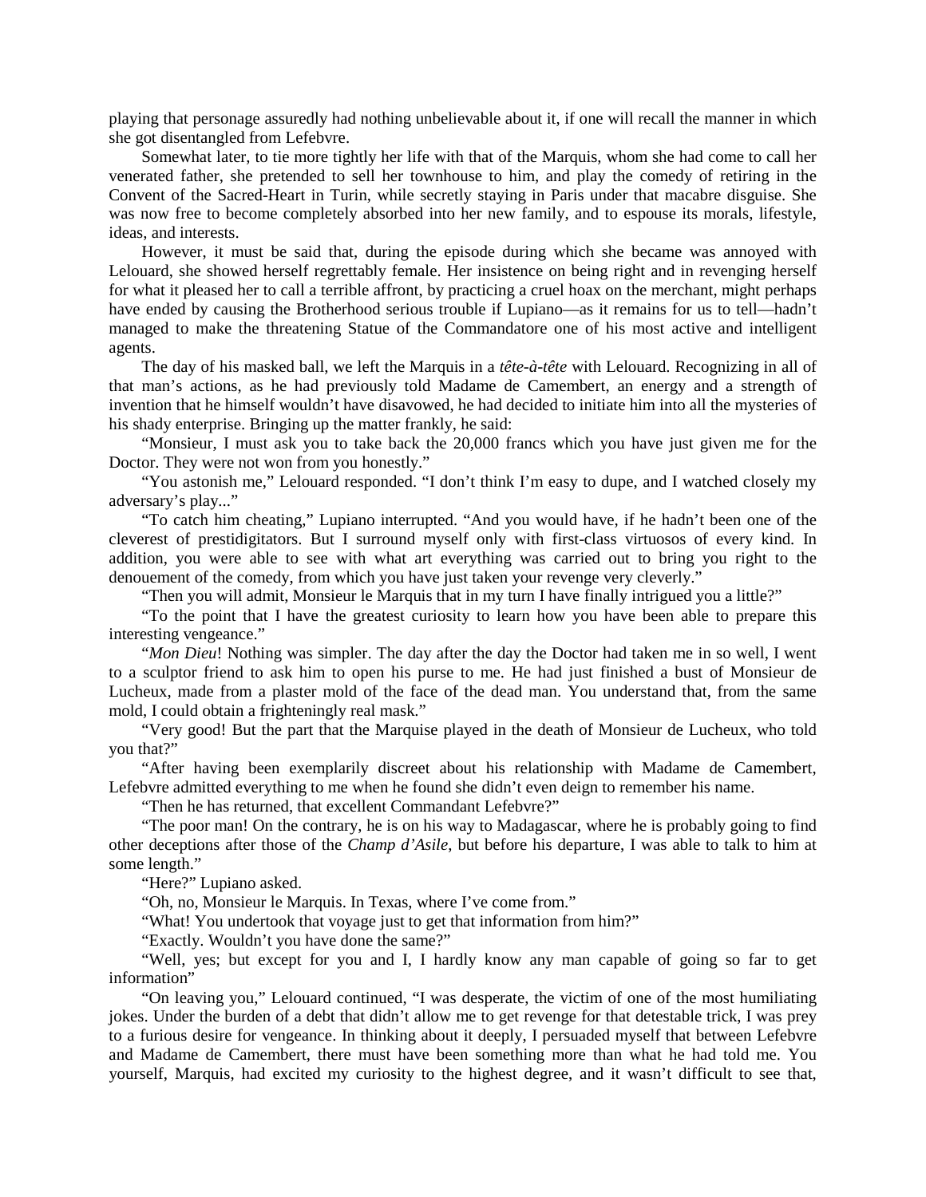playing that personage assuredly had nothing unbelievable about it, if one will recall the manner in which she got disentangled from Lefebvre.

Somewhat later, to tie more tightly her life with that of the Marquis, whom she had come to call her venerated father, she pretended to sell her townhouse to him, and play the comedy of retiring in the Convent of the Sacred-Heart in Turin, while secretly staying in Paris under that macabre disguise. She was now free to become completely absorbed into her new family, and to espouse its morals, lifestyle, ideas, and interests.

However, it must be said that, during the episode during which she became was annoyed with Lelouard, she showed herself regrettably female. Her insistence on being right and in revenging herself for what it pleased her to call a terrible affront, by practicing a cruel hoax on the merchant, might perhaps have ended by causing the Brotherhood serious trouble if Lupiano—as it remains for us to tell—hadn't managed to make the threatening Statue of the Commandatore one of his most active and intelligent agents.

The day of his masked ball, we left the Marquis in a *tête-à-tête* with Lelouard. Recognizing in all of that man's actions, as he had previously told Madame de Camembert, an energy and a strength of invention that he himself wouldn't have disavowed, he had decided to initiate him into all the mysteries of his shady enterprise. Bringing up the matter frankly, he said:

"Monsieur, I must ask you to take back the 20,000 francs which you have just given me for the Doctor. They were not won from you honestly."

"You astonish me," Lelouard responded. "I don't think I'm easy to dupe, and I watched closely my adversary's play..."

"To catch him cheating," Lupiano interrupted. "And you would have, if he hadn't been one of the cleverest of prestidigitators. But I surround myself only with first-class virtuosos of every kind. In addition, you were able to see with what art everything was carried out to bring you right to the denouement of the comedy, from which you have just taken your revenge very cleverly."

"Then you will admit, Monsieur le Marquis that in my turn I have finally intrigued you a little?"

"To the point that I have the greatest curiosity to learn how you have been able to prepare this interesting vengeance."

"*Mon Dieu*! Nothing was simpler. The day after the day the Doctor had taken me in so well, I went to a sculptor friend to ask him to open his purse to me. He had just finished a bust of Monsieur de Lucheux, made from a plaster mold of the face of the dead man. You understand that, from the same mold, I could obtain a frighteningly real mask."

"Very good! But the part that the Marquise played in the death of Monsieur de Lucheux, who told you that?"

"After having been exemplarily discreet about his relationship with Madame de Camembert, Lefebvre admitted everything to me when he found she didn't even deign to remember his name.

"Then he has returned, that excellent Commandant Lefebvre?"

"The poor man! On the contrary, he is on his way to Madagascar, where he is probably going to find other deceptions after those of the *Champ d'Asile*, but before his departure, I was able to talk to him at some length."

"Here?" Lupiano asked.

"Oh, no, Monsieur le Marquis. In Texas, where I've come from."

"What! You undertook that voyage just to get that information from him?"

"Exactly. Wouldn't you have done the same?"

"Well, yes; but except for you and I, I hardly know any man capable of going so far to get information"

"On leaving you," Lelouard continued, "I was desperate, the victim of one of the most humiliating jokes. Under the burden of a debt that didn't allow me to get revenge for that detestable trick, I was prey to a furious desire for vengeance. In thinking about it deeply, I persuaded myself that between Lefebvre and Madame de Camembert, there must have been something more than what he had told me. You yourself, Marquis, had excited my curiosity to the highest degree, and it wasn't difficult to see that,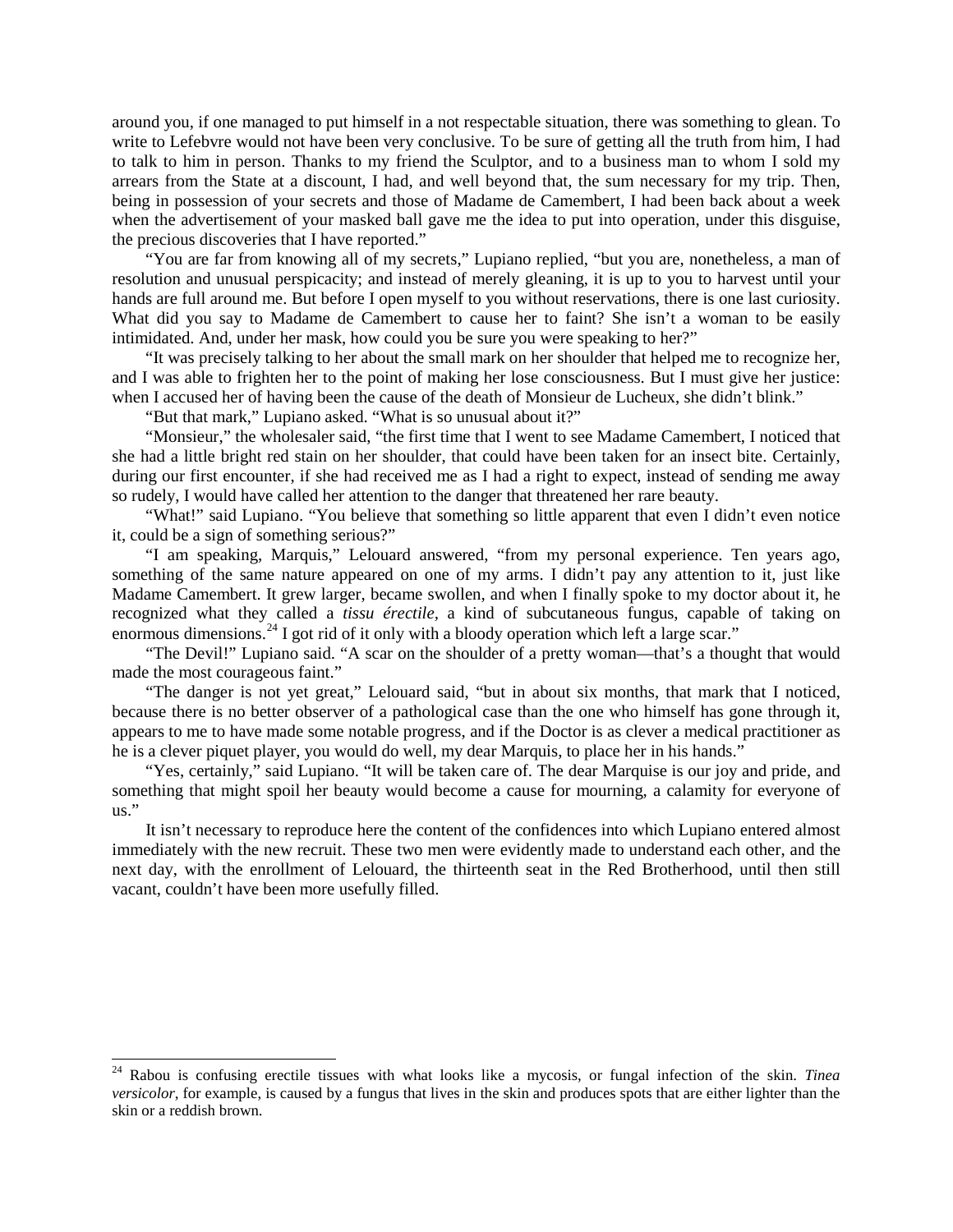around you, if one managed to put himself in a not respectable situation, there was something to glean. To write to Lefebvre would not have been very conclusive. To be sure of getting all the truth from him, I had to talk to him in person. Thanks to my friend the Sculptor, and to a business man to whom I sold my arrears from the State at a discount, I had, and well beyond that, the sum necessary for my trip. Then, being in possession of your secrets and those of Madame de Camembert, I had been back about a week when the advertisement of your masked ball gave me the idea to put into operation, under this disguise, the precious discoveries that I have reported."

"You are far from knowing all of my secrets," Lupiano replied, "but you are, nonetheless, a man of resolution and unusual perspicacity; and instead of merely gleaning, it is up to you to harvest until your hands are full around me. But before I open myself to you without reservations, there is one last curiosity. What did you say to Madame de Camembert to cause her to faint? She isn't a woman to be easily intimidated. And, under her mask, how could you be sure you were speaking to her?"

"It was precisely talking to her about the small mark on her shoulder that helped me to recognize her, and I was able to frighten her to the point of making her lose consciousness. But I must give her justice: when I accused her of having been the cause of the death of Monsieur de Lucheux, she didn't blink."

"But that mark," Lupiano asked. "What is so unusual about it?"

"Monsieur," the wholesaler said, "the first time that I went to see Madame Camembert, I noticed that she had a little bright red stain on her shoulder, that could have been taken for an insect bite. Certainly, during our first encounter, if she had received me as I had a right to expect, instead of sending me away so rudely, I would have called her attention to the danger that threatened her rare beauty.

"What!" said Lupiano. "You believe that something so little apparent that even I didn't even notice it, could be a sign of something serious?"

"I am speaking, Marquis," Lelouard answered, "from my personal experience. Ten years ago, something of the same nature appeared on one of my arms. I didn't pay any attention to it, just like Madame Camembert. It grew larger, became swollen, and when I finally spoke to my doctor about it, he recognized what they called a *tissu érectile*, a kind of subcutaneous fungus, capable of taking on enormous dimensions.[24] I got rid of it only with a bloody operation which left a large scar."

"The Devil!" Lupiano said. "A scar on the shoulder of a pretty woman—that's a thought that would made the most courageous faint."

"The danger is not yet great," Lelouard said, "but in about six months, that mark that I noticed, because there is no better observer of a pathological case than the one who himself has gone through it, appears to me to have made some notable progress, and if the Doctor is as clever a medical practitioner as he is a clever piquet player, you would do well, my dear Marquis, to place her in his hands."

"Yes, certainly," said Lupiano. "It will be taken care of. The dear Marquise is our joy and pride, and something that might spoil her beauty would become a cause for mourning, a calamity for everyone of us."

It isn't necessary to reproduce here the content of the confidences into which Lupiano entered almost immediately with the new recruit. These two men were evidently made to understand each other, and the next day, with the enrollment of Lelouard, the thirteenth seat in the Red Brotherhood, until then still vacant, couldn't have been more usefully filled.

---

[24] Rabou is confusing erectile tissues with what looks like a mycosis, or fungal infection of the skin. *Tinea versicolor*, for example, is caused by a fungus that lives in the skin and produces spots that are either lighter than the skin or a reddish brown.